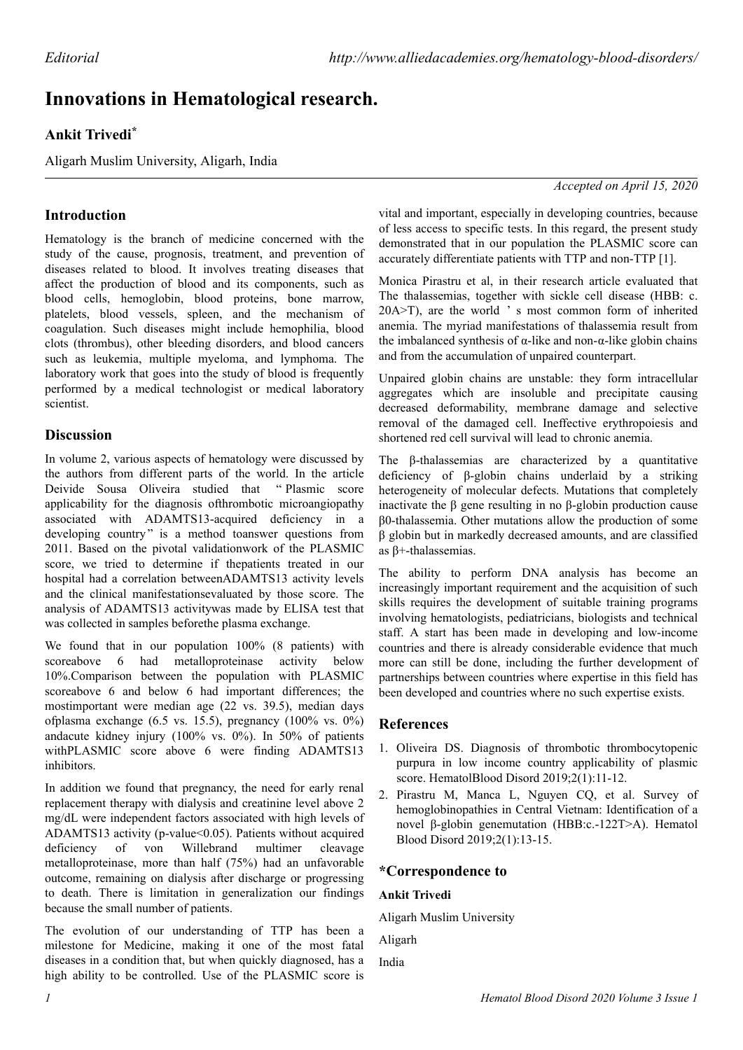Editorial

# Innovations in Hematological research.

**Ankit Trivedi***

Aligarh Muslim University, Aligarh, India

*Accepted on April 15, 2020*

## Introduction

Hematology is the branch of medicine concerned with the study of the cause, prognosis, treatment, and prevention of diseases related to blood. It involves treating diseases that affect the production of blood and its components, such as blood cells, hemoglobin, blood proteins, bone marrow, platelets, blood vessels, spleen, and the mechanism of coagulation. Such diseases might include hemophilia, blood clots (thrombus), other bleeding disorders, and blood cancers such as leukemia, multiple myeloma, and lymphoma. The laboratory work that goes into the study of blood is frequently performed by a medical technologist or medical laboratory scientist.

## Discussion

In volume 2, various aspects of hematology were discussed by the authors from different parts of the world. In the article Deivide Sousa Oliveira studied that " Plasmic score applicability for the diagnosis ofthrombotic microangiopathy associated with ADAMTS13-acquired deficiency in a developing country" is a method toanswer questions from 2011. Based on the pivotal validationwork of the PLASMIC score, we tried to determine if thepatients treated in our hospital had a correlation betweenADAMTS13 activity levels and the clinical manifestationsevaluated by those score. The analysis of ADAMTS13 activitywas made by ELISA test that was collected in samples beforethe plasma exchange.

We found that in our population 100% (8 patients) with scoreabove 6 had metalloproteinase activity below 10%.Comparison between the population with PLASMIC scoreabove 6 and below 6 had important differences; the mostimportant were median age (22 vs. 39.5), median days ofplasma exchange (6.5 vs. 15.5), pregnancy (100% vs. 0%) andacute kidney injury (100% vs. 0%). In 50% of patients withPLASMIC score above 6 were finding ADAMTS13 inhibitors.

In addition we found that pregnancy, the need for early renal replacement therapy with dialysis and creatinine level above 2 mg/dL were independent factors associated with high levels of ADAMTS13 activity (p-value<0.05). Patients without acquired deficiency of von Willebrand multimer cleavage metalloproteinase, more than half (75%) had an unfavorable outcome, remaining on dialysis after discharge or progressing to death. There is limitation in generalization our findings because the small number of patients.

The evolution of our understanding of TTP has been a milestone for Medicine, making it one of the most fatal diseases in a condition that, but when quickly diagnosed, has a high ability to be controlled. Use of the PLASMIC score is vital and important, especially in developing countries, because of less access to specific tests. In this regard, the present study demonstrated that in our population the PLASMIC score can accurately differentiate patients with TTP and non-TTP [1].

Monica Pirastru et al, in their research article evaluated that The thalassemias, together with sickle cell disease (HBB: c. 20A>T), are the world ' s most common form of inherited anemia. The myriad manifestations of thalassemia result from the imbalanced synthesis of α-like and non-α-like globin chains and from the accumulation of unpaired counterpart.

Unpaired globin chains are unstable: they form intracellular aggregates which are insoluble and precipitate causing decreased deformability, membrane damage and selective removal of the damaged cell. Ineffective erythropoiesis and shortened red cell survival will lead to chronic anemia.

The β-thalassemias are characterized by a quantitative deficiency of β-globin chains underlaid by a striking heterogeneity of molecular defects. Mutations that completely inactivate the β gene resulting in no β-globin production cause β0-thalassemia. Other mutations allow the production of some β globin but in markedly decreased amounts, and are classified as β+-thalassemias.

The ability to perform DNA analysis has become an increasingly important requirement and the acquisition of such skills requires the development of suitable training programs involving hematologists, pediatricians, biologists and technical staff. A start has been made in developing and low-income countries and there is already considerable evidence that much more can still be done, including the further development of partnerships between countries where expertise in this field has been developed and countries where no such expertise exists.

## References

1. Oliveira DS. Diagnosis of thrombotic thrombocytopenic purpura in low income country applicability of plasmic score. HematolBlood Disord 2019;2(1):11-12.
2. Pirastru M, Manca L, Nguyen CQ, et al. Survey of hemoglobinopathies in Central Vietnam: Identification of a novel β-globin genemutation (HBB:c.-122T>A). Hematol Blood Disord 2019;2(1):13-15.

## *Correspondence to

**Ankit Trivedi**

Aligarh Muslim University

Aligarh

India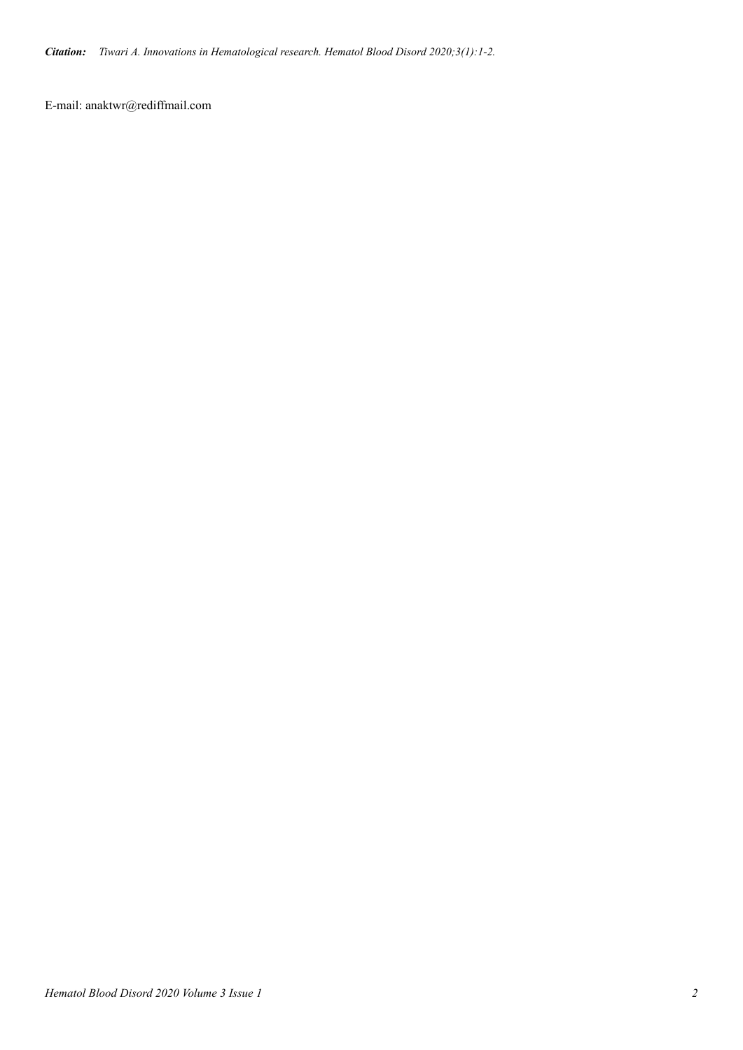***Citation:*** *Tiwari A. Innovations in Hematological research. Hematol Blood Disord 2020;3(1):1-2.*

E-mail: anaktwr@rediffmail.com